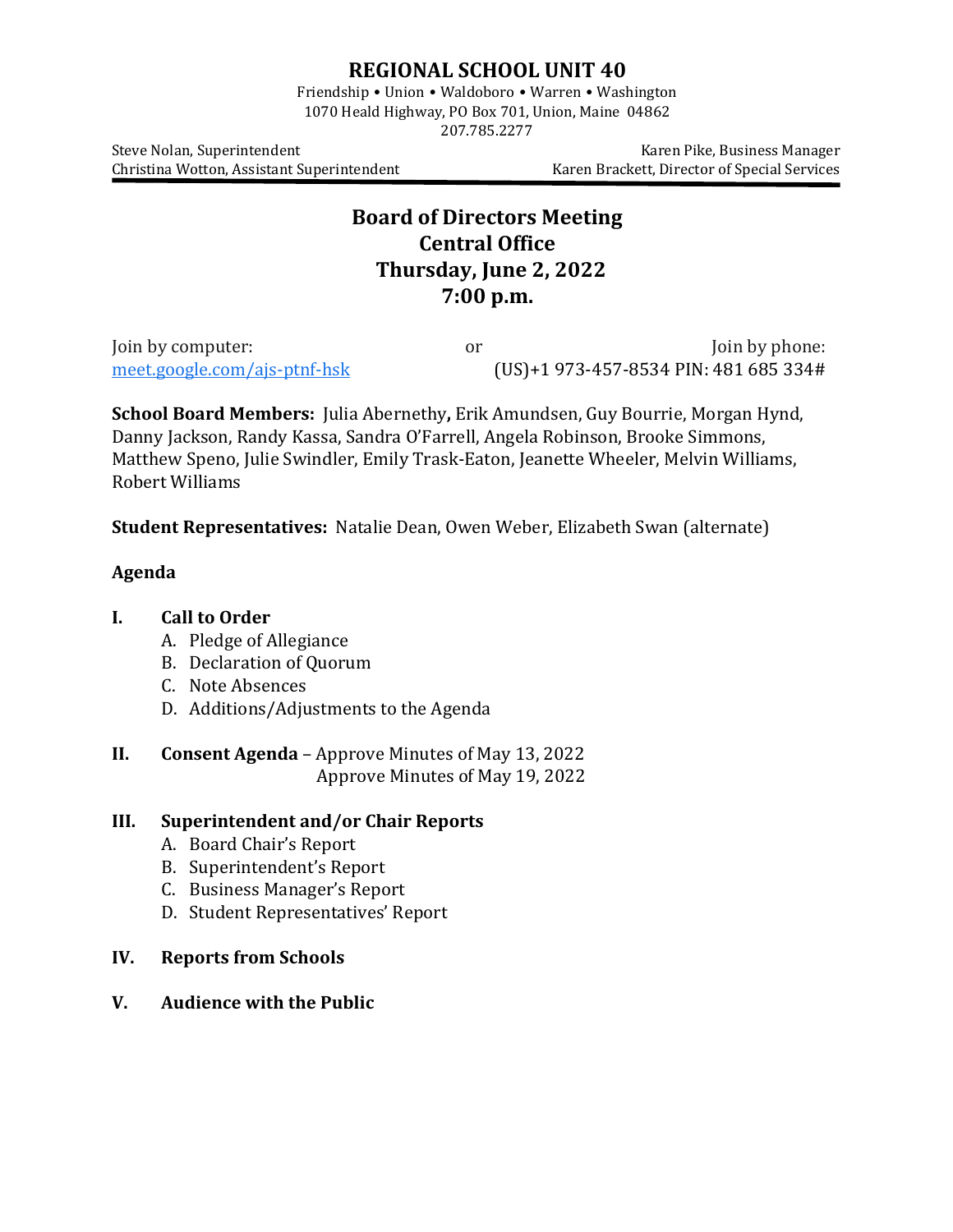# REGIONAL SCHOOL UNIT 40

Friendship • Union • Waldoboro • Warren • Washington
1070 Heald Highway, PO Box 701, Union, Maine 04862
207.785.2277

Steve Nolan, Superintendent
Christina Wotton, Assistant Superintendent

Karen Pike, Business Manager
Karen Brackett, Director of Special Services

## Board of Directors Meeting
## Central Office
## Thursday, June 2, 2022
## 7:00 p.m.

Join by computer: meet.google.com/ajs-ptnf-hsk

or

Join by phone: (US)+1 973-457-8534 PIN: 481 685 334#

**School Board Members:** Julia Abernethy**,** Erik Amundsen, Guy Bourrie, Morgan Hynd, Danny Jackson, Randy Kassa, Sandra O'Farrell, Angela Robinson, Brooke Simmons, Matthew Speno, Julie Swindler, Emily Trask-Eaton, Jeanette Wheeler, Melvin Williams, Robert Williams

**Student Representatives:** Natalie Dean, Owen Weber, Elizabeth Swan (alternate)

**Agenda**

**I. Call to Order**
- A. Pledge of Allegiance
- B. Declaration of Quorum
- C. Note Absences
- D. Additions/Adjustments to the Agenda

**II. Consent Agenda** – Approve Minutes of May 13, 2022
Approve Minutes of May 19, 2022

**III. Superintendent and/or Chair Reports**
- A. Board Chair's Report
- B. Superintendent's Report
- C. Business Manager's Report
- D. Student Representatives' Report

**IV. Reports from Schools**

**V. Audience with the Public**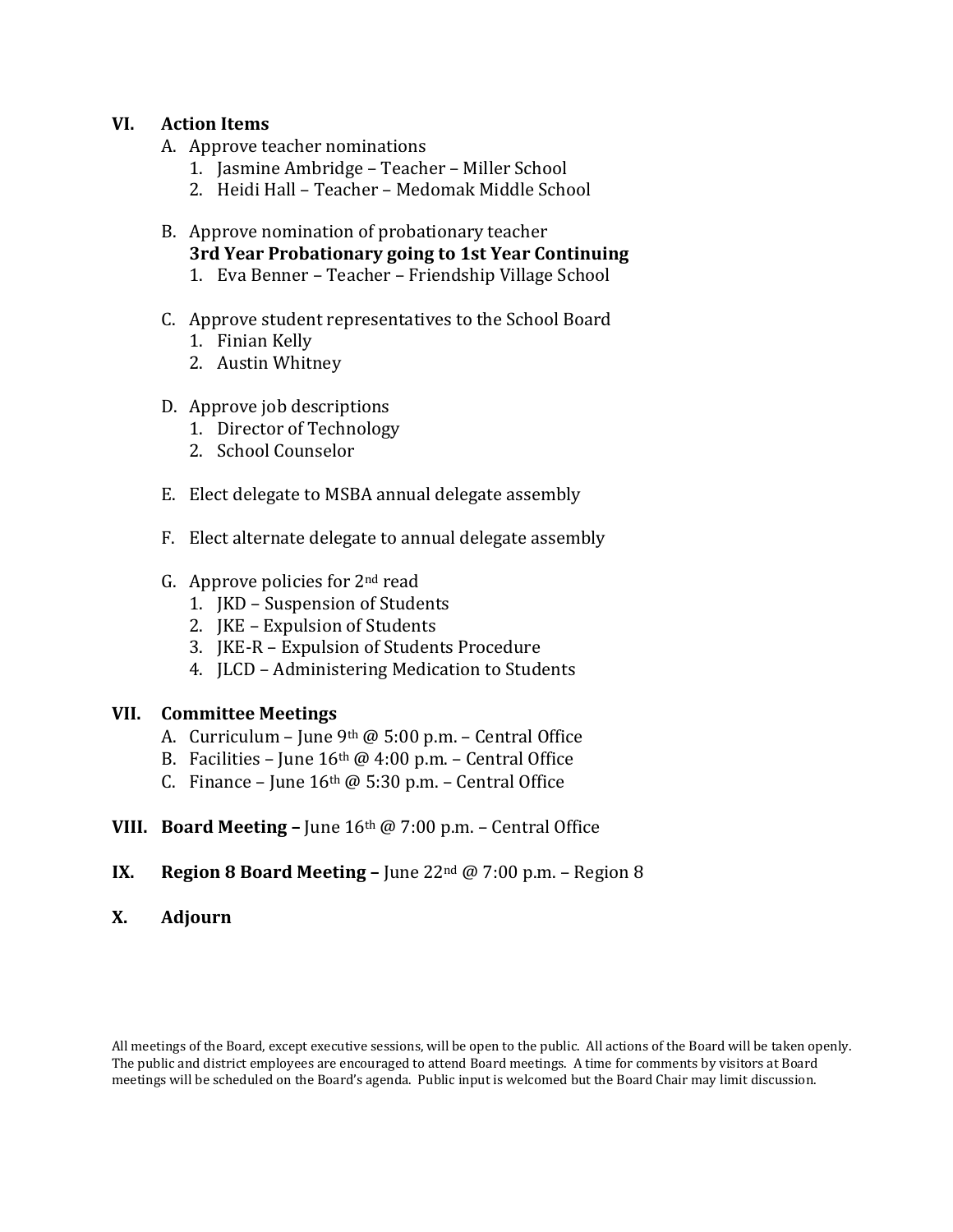## VI. Action Items

A. Approve teacher nominations
   1. Jasmine Ambridge – Teacher – Miller School
   2. Heidi Hall – Teacher – Medomak Middle School

B. Approve nomination of probationary teacher
   **3rd Year Probationary going to 1st Year Continuing**
   1. Eva Benner – Teacher – Friendship Village School

C. Approve student representatives to the School Board
   1. Finian Kelly
   2. Austin Whitney

D. Approve job descriptions
   1. Director of Technology
   2. School Counselor

E. Elect delegate to MSBA annual delegate assembly

F. Elect alternate delegate to annual delegate assembly

G. Approve policies for 2nd read
   1. JKD – Suspension of Students
   2. JKE – Expulsion of Students
   3. JKE-R – Expulsion of Students Procedure
   4. JLCD – Administering Medication to Students

## VII. Committee Meetings

A. Curriculum – June 9th @ 5:00 p.m. – Central Office
B. Facilities – June 16th @ 4:00 p.m. – Central Office
C. Finance – June 16th @ 5:30 p.m. – Central Office

## VIII. Board Meeting – June 16th @ 7:00 p.m. – Central Office

## IX. Region 8 Board Meeting – June 22nd @ 7:00 p.m. – Region 8

## X. Adjourn

All meetings of the Board, except executive sessions, will be open to the public. All actions of the Board will be taken openly. The public and district employees are encouraged to attend Board meetings. A time for comments by visitors at Board meetings will be scheduled on the Board's agenda. Public input is welcomed but the Board Chair may limit discussion.